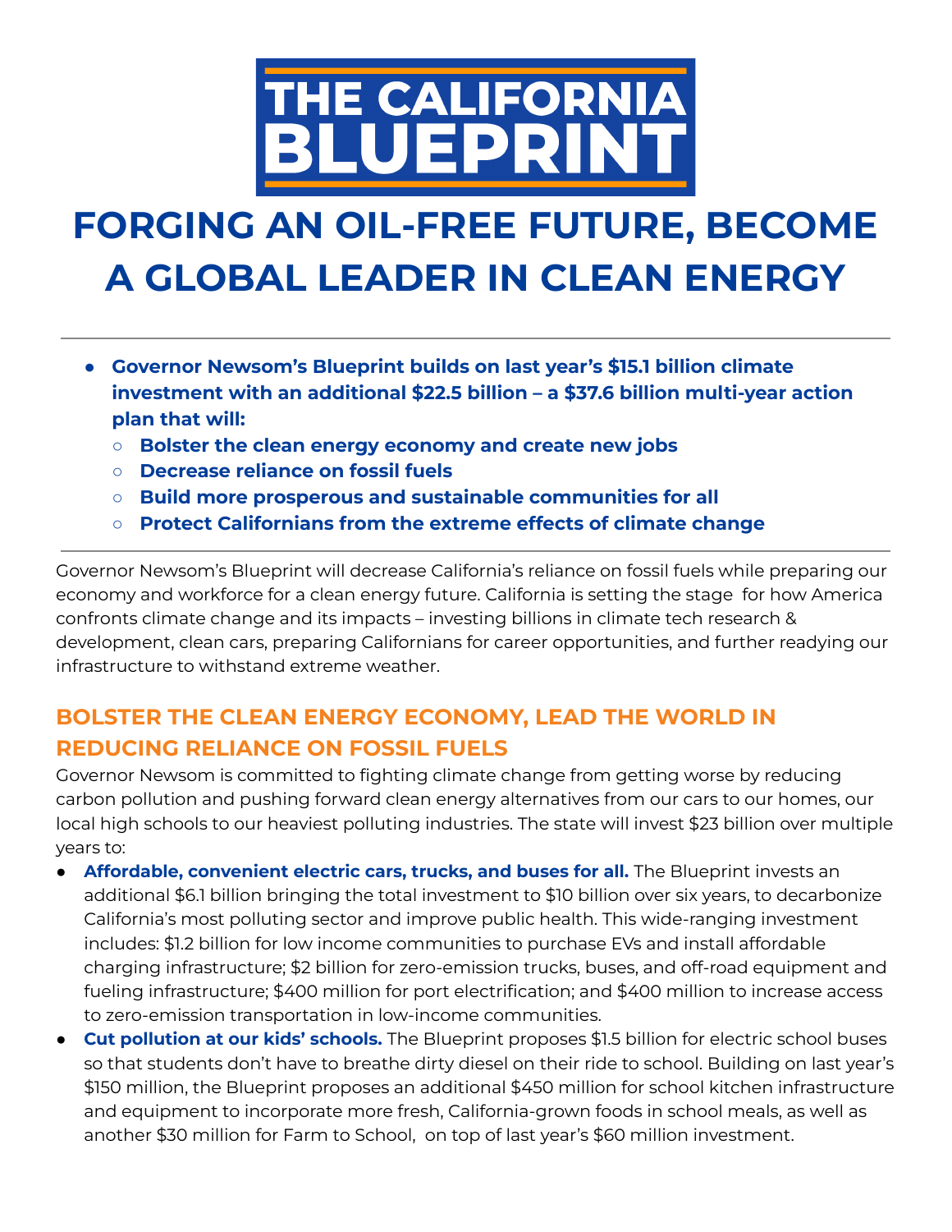# THE CALIFORNIA BLUEPRINT

# FORGING AN OIL-FREE FUTURE, BECOME A GLOBAL LEADER IN CLEAN ENERGY

---

- **Governor Newsom's Blueprint builds on last year's $15.1 billion climate investment with an additional $22.5 billion – a $37.6 billion multi-year action plan that will:**
  - **Bolster the clean energy economy and create new jobs**
  - **Decrease reliance on fossil fuels**
  - **Build more prosperous and sustainable communities for all**
  - **Protect Californians from the extreme effects of climate change**

---

Governor Newsom's Blueprint will decrease California's reliance on fossil fuels while preparing our economy and workforce for a clean energy future. California is setting the stage for how America confronts climate change and its impacts – investing billions in climate tech research & development, clean cars, preparing Californians for career opportunities, and further readying our infrastructure to withstand extreme weather.

## BOLSTER THE CLEAN ENERGY ECONOMY, LEAD THE WORLD IN REDUCING RELIANCE ON FOSSIL FUELS

Governor Newsom is committed to fighting climate change from getting worse by reducing carbon pollution and pushing forward clean energy alternatives from our cars to our homes, our local high schools to our heaviest polluting industries. The state will invest $23 billion over multiple years to:

- **Affordable, convenient electric cars, trucks, and buses for all.** The Blueprint invests an additional $6.1 billion bringing the total investment to $10 billion over six years, to decarbonize California's most polluting sector and improve public health. This wide-ranging investment includes: $1.2 billion for low income communities to purchase EVs and install affordable charging infrastructure; $2 billion for zero-emission trucks, buses, and off-road equipment and fueling infrastructure; $400 million for port electrification; and $400 million to increase access to zero-emission transportation in low-income communities.
- **Cut pollution at our kids' schools.** The Blueprint proposes $1.5 billion for electric school buses so that students don't have to breathe dirty diesel on their ride to school. Building on last year's $150 million, the Blueprint proposes an additional $450 million for school kitchen infrastructure and equipment to incorporate more fresh, California-grown foods in school meals, as well as another $30 million for Farm to School, on top of last year's $60 million investment.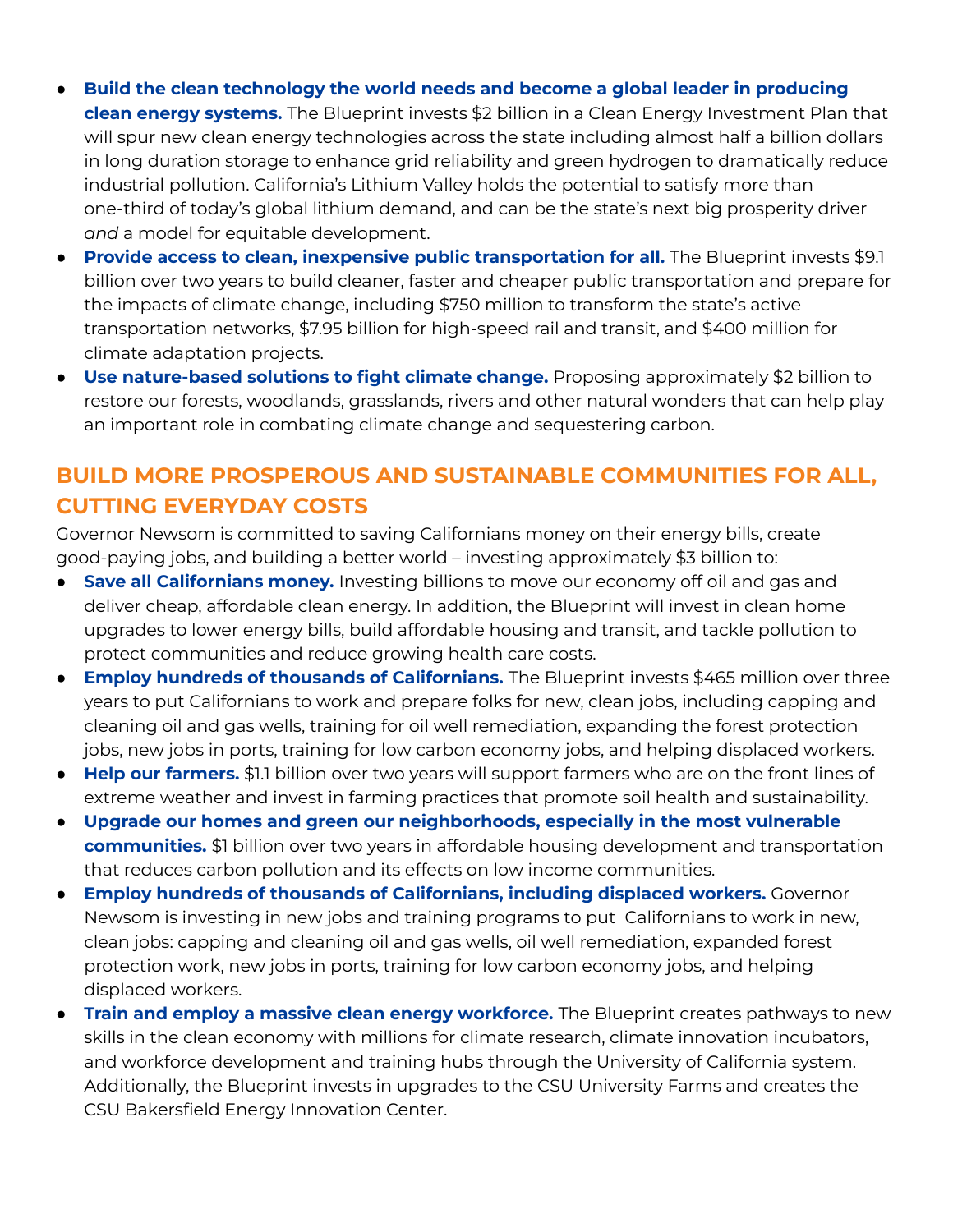- **Build the clean technology the world needs and become a global leader in producing clean energy systems.** The Blueprint invests $2 billion in a Clean Energy Investment Plan that will spur new clean energy technologies across the state including almost half a billion dollars in long duration storage to enhance grid reliability and green hydrogen to dramatically reduce industrial pollution. California's Lithium Valley holds the potential to satisfy more than one-third of today's global lithium demand, and can be the state's next big prosperity driver *and* a model for equitable development.
- **Provide access to clean, inexpensive public transportation for all.** The Blueprint invests $9.1 billion over two years to build cleaner, faster and cheaper public transportation and prepare for the impacts of climate change, including $750 million to transform the state's active transportation networks, $7.95 billion for high-speed rail and transit, and $400 million for climate adaptation projects.
- **Use nature-based solutions to fight climate change.** Proposing approximately $2 billion to restore our forests, woodlands, grasslands, rivers and other natural wonders that can help play an important role in combating climate change and sequestering carbon.

## BUILD MORE PROSPEROUS AND SUSTAINABLE COMMUNITIES FOR ALL, CUTTING EVERYDAY COSTS

Governor Newsom is committed to saving Californians money on their energy bills, create good-paying jobs, and building a better world – investing approximately $3 billion to:

- **Save all Californians money.** Investing billions to move our economy off oil and gas and deliver cheap, affordable clean energy. In addition, the Blueprint will invest in clean home upgrades to lower energy bills, build affordable housing and transit, and tackle pollution to protect communities and reduce growing health care costs.
- **Employ hundreds of thousands of Californians.** The Blueprint invests $465 million over three years to put Californians to work and prepare folks for new, clean jobs, including capping and cleaning oil and gas wells, training for oil well remediation, expanding the forest protection jobs, new jobs in ports, training for low carbon economy jobs, and helping displaced workers.
- **Help our farmers.** $1.1 billion over two years will support farmers who are on the front lines of extreme weather and invest in farming practices that promote soil health and sustainability.
- **Upgrade our homes and green our neighborhoods, especially in the most vulnerable communities.** $1 billion over two years in affordable housing development and transportation that reduces carbon pollution and its effects on low income communities.
- **Employ hundreds of thousands of Californians, including displaced workers.** Governor Newsom is investing in new jobs and training programs to put Californians to work in new, clean jobs: capping and cleaning oil and gas wells, oil well remediation, expanded forest protection work, new jobs in ports, training for low carbon economy jobs, and helping displaced workers.
- **Train and employ a massive clean energy workforce.** The Blueprint creates pathways to new skills in the clean economy with millions for climate research, climate innovation incubators, and workforce development and training hubs through the University of California system. Additionally, the Blueprint invests in upgrades to the CSU University Farms and creates the CSU Bakersfield Energy Innovation Center.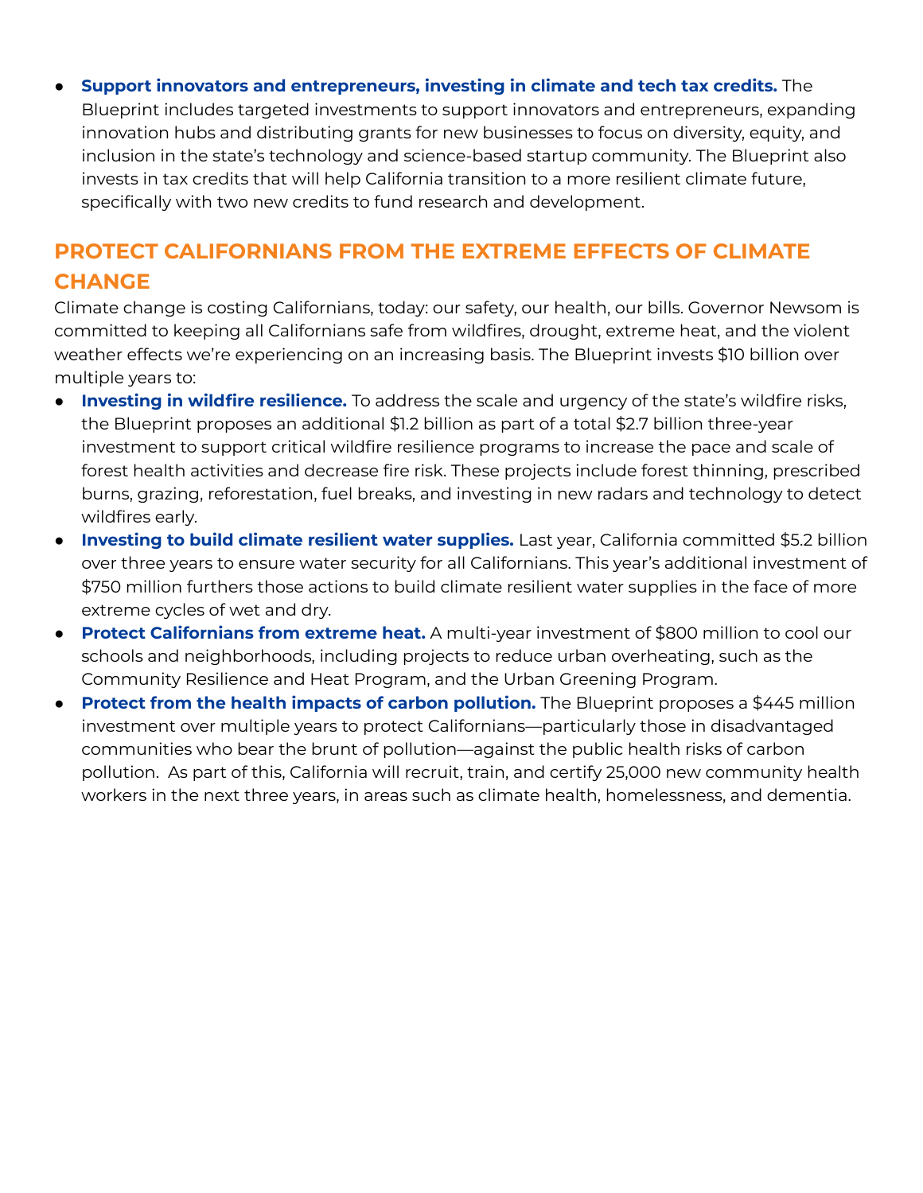- **Support innovators and entrepreneurs, investing in climate and tech tax credits.** The Blueprint includes targeted investments to support innovators and entrepreneurs, expanding innovation hubs and distributing grants for new businesses to focus on diversity, equity, and inclusion in the state's technology and science-based startup community. The Blueprint also invests in tax credits that will help California transition to a more resilient climate future, specifically with two new credits to fund research and development.

## PROTECT CALIFORNIANS FROM THE EXTREME EFFECTS OF CLIMATE CHANGE

Climate change is costing Californians, today: our safety, our health, our bills. Governor Newsom is committed to keeping all Californians safe from wildfires, drought, extreme heat, and the violent weather effects we're experiencing on an increasing basis. The Blueprint invests $10 billion over multiple years to:

- **Investing in wildfire resilience.** To address the scale and urgency of the state's wildfire risks, the Blueprint proposes an additional $1.2 billion as part of a total $2.7 billion three-year investment to support critical wildfire resilience programs to increase the pace and scale of forest health activities and decrease fire risk. These projects include forest thinning, prescribed burns, grazing, reforestation, fuel breaks, and investing in new radars and technology to detect wildfires early.
- **Investing to build climate resilient water supplies.** Last year, California committed $5.2 billion over three years to ensure water security for all Californians. This year's additional investment of $750 million furthers those actions to build climate resilient water supplies in the face of more extreme cycles of wet and dry.
- **Protect Californians from extreme heat.** A multi-year investment of $800 million to cool our schools and neighborhoods, including projects to reduce urban overheating, such as the Community Resilience and Heat Program, and the Urban Greening Program.
- **Protect from the health impacts of carbon pollution.** The Blueprint proposes a $445 million investment over multiple years to protect Californians—particularly those in disadvantaged communities who bear the brunt of pollution—against the public health risks of carbon pollution. As part of this, California will recruit, train, and certify 25,000 new community health workers in the next three years, in areas such as climate health, homelessness, and dementia.